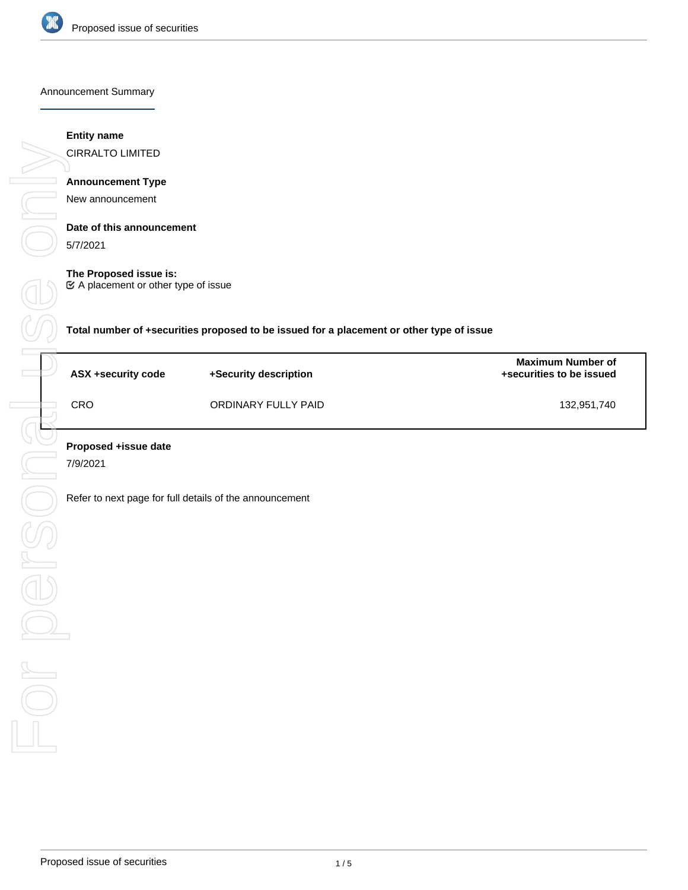Announcement Summary

**Entity name**

CIRRALTO LIMITED

**Announcement Type**

New announcement

**Date of this announcement**

5/7/2021

**The Proposed issue is:**

☑ A placement or other type of issue

**Total number of +securities proposed to be issued for a placement or other type of issue**

| ASX +security code | +Security description | Maximum Number of +securities to be issued |
|---|---|---|
| CRO | ORDINARY FULLY PAID | 132,951,740 |

**Proposed +issue date**

7/9/2021

Refer to next page for full details of the announcement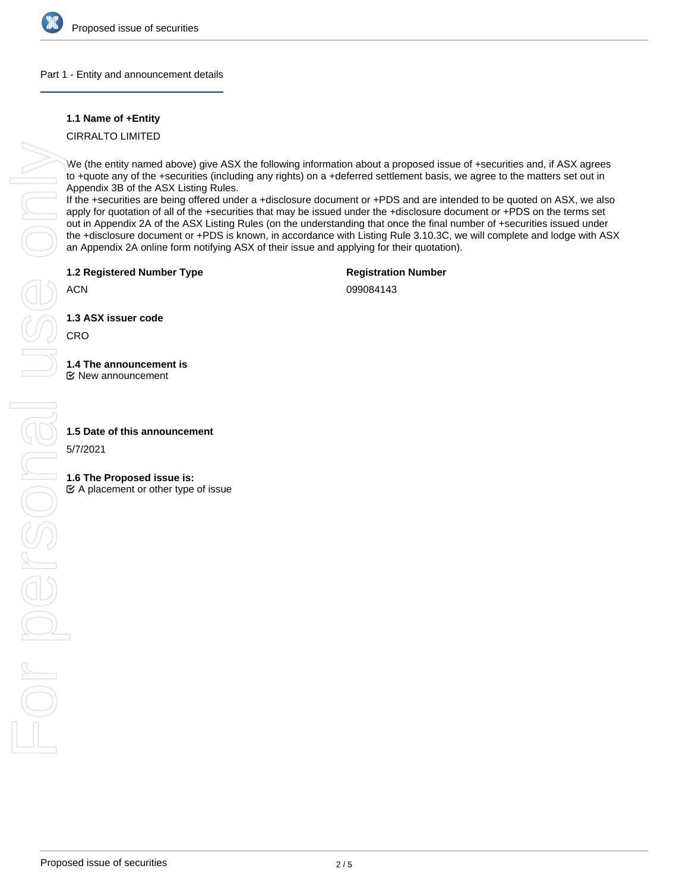## Part 1 - Entity and announcement details

**1.1 Name of +Entity**

CIRRALTO LIMITED

We (the entity named above) give ASX the following information about a proposed issue of +securities and, if ASX agrees to +quote any of the +securities (including any rights) on a +deferred settlement basis, we agree to the matters set out in Appendix 3B of the ASX Listing Rules.
If the +securities are being offered under a +disclosure document or +PDS and are intended to be quoted on ASX, we also apply for quotation of all of the +securities that may be issued under the +disclosure document or +PDS on the terms set out in Appendix 2A of the ASX Listing Rules (on the understanding that once the final number of +securities issued under the +disclosure document or +PDS is known, in accordance with Listing Rule 3.10.3C, we will complete and lodge with ASX an Appendix 2A online form notifying ASX of their issue and applying for their quotation).

**1.2 Registered Number Type**

ACN

**Registration Number**

099084143

**1.3 ASX issuer code**

CRO

**1.4 The announcement is**

☑ New announcement

**1.5 Date of this announcement**

5/7/2021

**1.6 The Proposed issue is:**

☑ A placement or other type of issue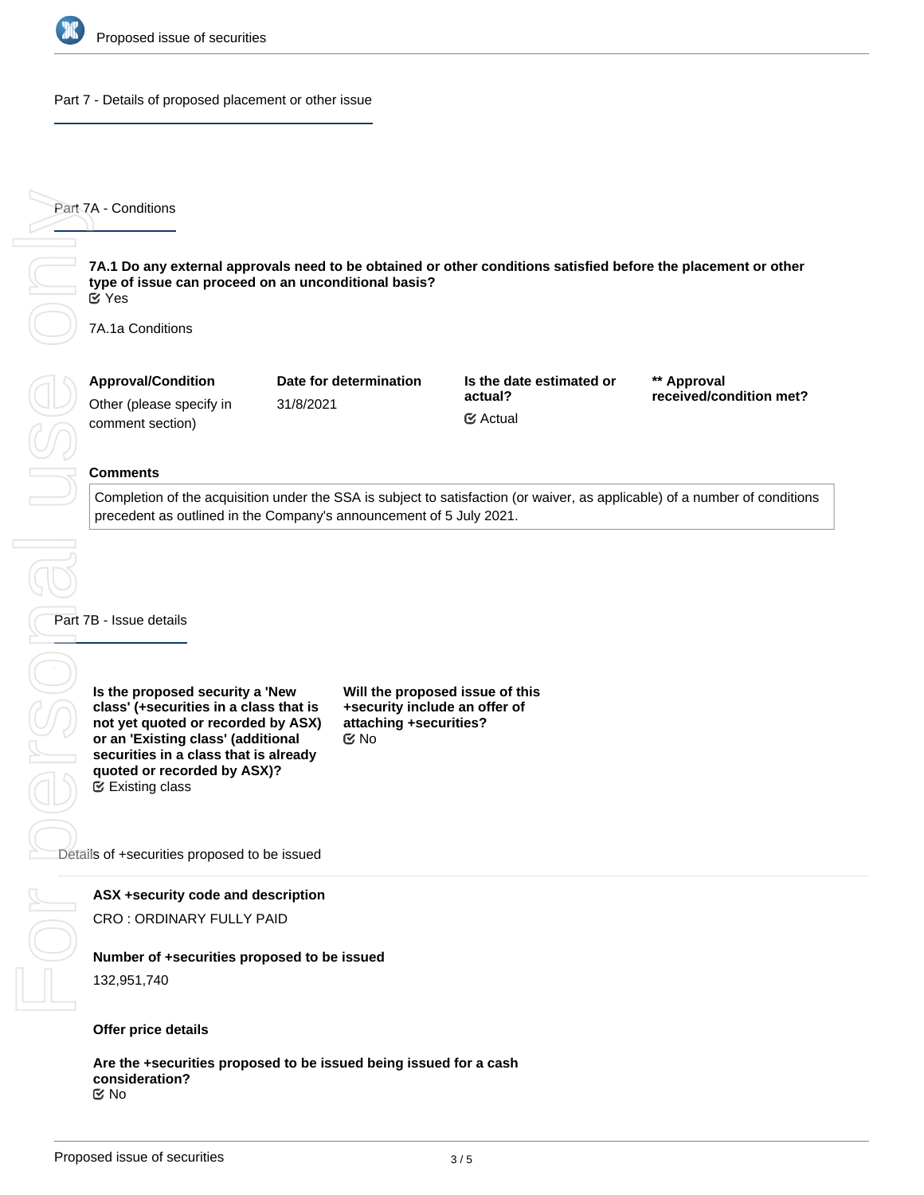## Part 7 - Details of proposed placement or other issue

### Part 7A - Conditions

**7A.1 Do any external approvals need to be obtained or other conditions satisfied before the placement or other type of issue can proceed on an unconditional basis?**
Yes

7A.1a Conditions

| Approval/Condition | Date for determination | Is the date estimated or actual? | ** Approval received/condition met? |
|---|---|---|---|
| Other (please specify in comment section) | 31/8/2021 | Actual | |

**Comments**

Completion of the acquisition under the SSA is subject to satisfaction (or waiver, as applicable) of a number of conditions precedent as outlined in the Company's announcement of 5 July 2021.

### Part 7B - Issue details

**Is the proposed security a 'New class' (+securities in a class that is not yet quoted or recorded by ASX) or an 'Existing class' (additional securities in a class that is already quoted or recorded by ASX)?**
Existing class

**Will the proposed issue of this +security include an offer of attaching +securities?**
No

Details of +securities proposed to be issued

**ASX +security code and description**

CRO : ORDINARY FULLY PAID

**Number of +securities proposed to be issued**

132,951,740

**Offer price details**

**Are the +securities proposed to be issued being issued for a cash consideration?**
No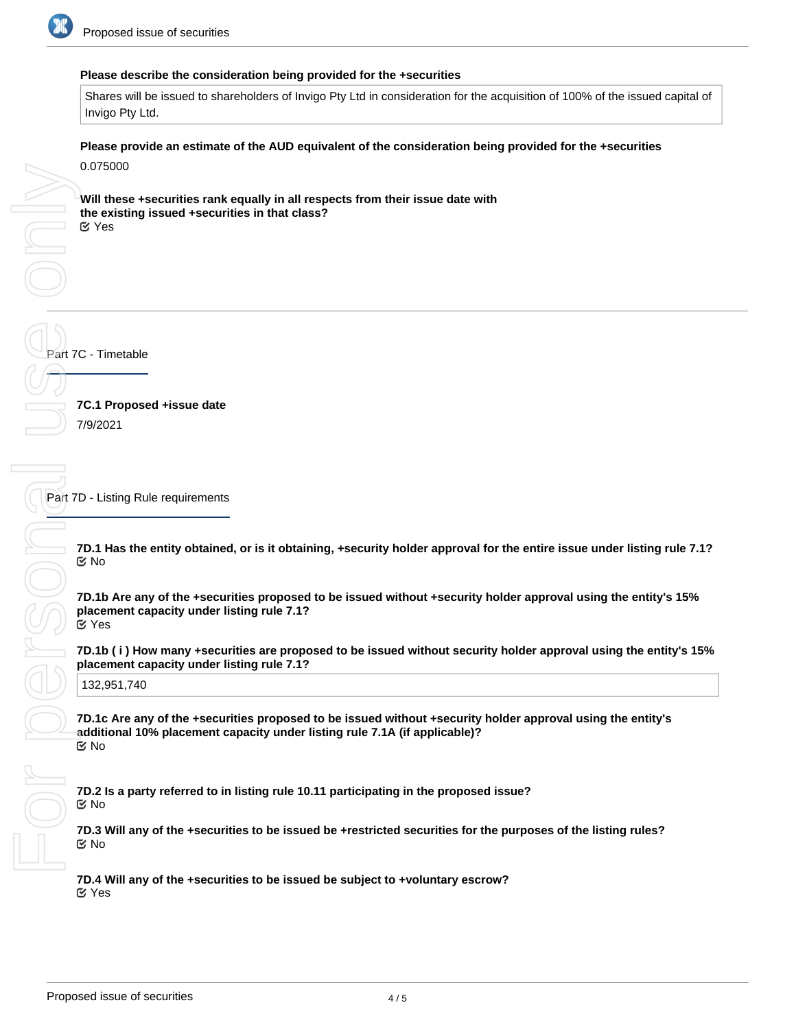**Please describe the consideration being provided for the +securities**

Shares will be issued to shareholders of Invigo Pty Ltd in consideration for the acquisition of 100% of the issued capital of Invigo Pty Ltd.

**Please provide an estimate of the AUD equivalent of the consideration being provided for the +securities**

0.075000

**Will these +securities rank equally in all respects from their issue date with the existing issued +securities in that class?**

☑ Yes

## Part 7C - Timetable

**7C.1 Proposed +issue date**

7/9/2021

## Part 7D - Listing Rule requirements

**7D.1 Has the entity obtained, or is it obtaining, +security holder approval for the entire issue under listing rule 7.1?**

☑ No

**7D.1b Are any of the +securities proposed to be issued without +security holder approval using the entity's 15% placement capacity under listing rule 7.1?**

☑ Yes

**7D.1b ( i ) How many +securities are proposed to be issued without security holder approval using the entity's 15% placement capacity under listing rule 7.1?**

132,951,740

**7D.1c Are any of the +securities proposed to be issued without +security holder approval using the entity's additional 10% placement capacity under listing rule 7.1A (if applicable)?**

☑ No

**7D.2 Is a party referred to in listing rule 10.11 participating in the proposed issue?**

☑ No

**7D.3 Will any of the +securities to be issued be +restricted securities for the purposes of the listing rules?**

☑ No

**7D.4 Will any of the +securities to be issued be subject to +voluntary escrow?**

☑ Yes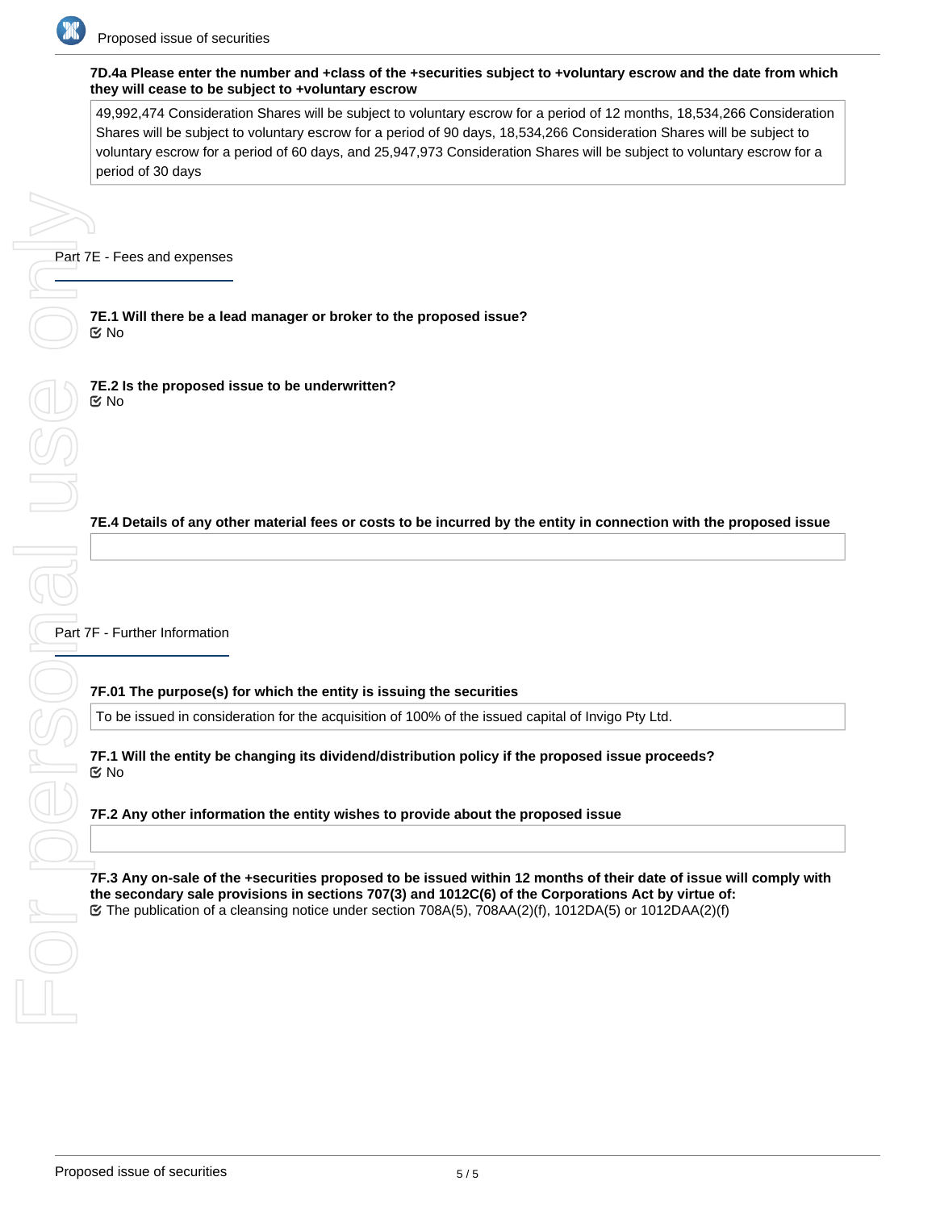**7D.4a Please enter the number and +class of the +securities subject to +voluntary escrow and the date from which they will cease to be subject to +voluntary escrow**

49,992,474 Consideration Shares will be subject to voluntary escrow for a period of 12 months, 18,534,266 Consideration Shares will be subject to voluntary escrow for a period of 90 days, 18,534,266 Consideration Shares will be subject to voluntary escrow for a period of 60 days, and 25,947,973 Consideration Shares will be subject to voluntary escrow for a period of 30 days

## Part 7E - Fees and expenses

**7E.1 Will there be a lead manager or broker to the proposed issue?**

No

**7E.2 Is the proposed issue to be underwritten?**

No

**7E.4 Details of any other material fees or costs to be incurred by the entity in connection with the proposed issue**

## Part 7F - Further Information

**7F.01 The purpose(s) for which the entity is issuing the securities**

To be issued in consideration for the acquisition of 100% of the issued capital of Invigo Pty Ltd.

**7F.1 Will the entity be changing its dividend/distribution policy if the proposed issue proceeds?**

No

**7F.2 Any other information the entity wishes to provide about the proposed issue**

**7F.3 Any on-sale of the +securities proposed to be issued within 12 months of their date of issue will comply with the secondary sale provisions in sections 707(3) and 1012C(6) of the Corporations Act by virtue of:**

The publication of a cleansing notice under section 708A(5), 708AA(2)(f), 1012DA(5) or 1012DAA(2)(f)